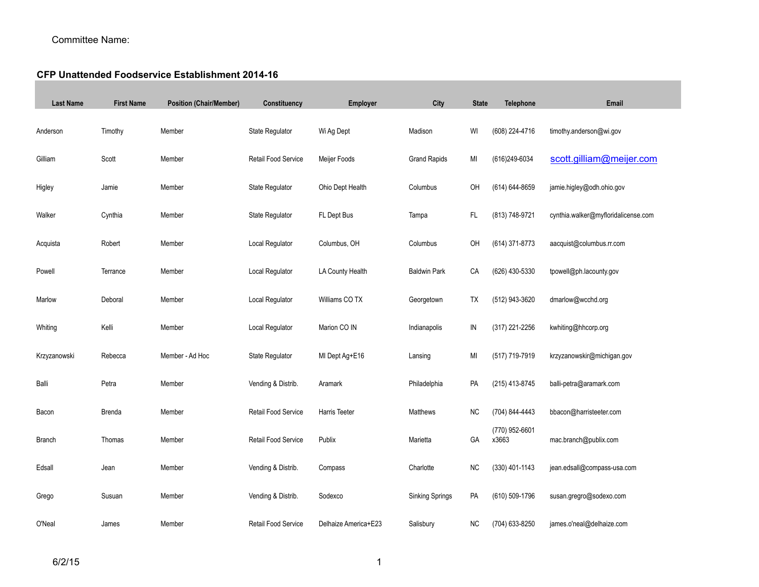Committee Name:

## CFP Unattended Foodservice Establishment 2014-16

| Last Name | First Name | Position (Chair/Member) | Constituency | Employer | City | State | Telephone | Email |
|---|---|---|---|---|---|---|---|---|
| Anderson | Timothy | Member | State Regulator | Wi Ag Dept | Madison | WI | (608) 224-4716 | timothy.anderson@wi.gov |
| Gilliam | Scott | Member | Retail Food Service | Meijer Foods | Grand Rapids | MI | (616)249-6034 | scott.gilliam@meijer.com |
| Higley | Jamie | Member | State Regulator | Ohio Dept Health | Columbus | OH | (614) 644-8659 | jamie.higley@odh.ohio.gov |
| Walker | Cynthia | Member | State Regulator | FL Dept Bus | Tampa | FL | (813) 748-9721 | cynthia.walker@myfloridalicense.com |
| Acquista | Robert | Member | Local Regulator | Columbus, OH | Columbus | OH | (614) 371-8773 | aacquist@columbus.rr.com |
| Powell | Terrance | Member | Local Regulator | LA County Health | Baldwin Park | CA | (626) 430-5330 | tpowell@ph.lacounty.gov |
| Marlow | Deboral | Member | Local Regulator | Williams CO TX | Georgetown | TX | (512) 943-3620 | dmarlow@wcchd.org |
| Whiting | Kelli | Member | Local Regulator | Marion CO IN | Indianapolis | IN | (317) 221-2256 | kwhiting@hhcorp.org |
| Krzyzanowski | Rebecca | Member - Ad Hoc | State Regulator | MI Dept Ag+E16 | Lansing | MI | (517) 719-7919 | krzyzanowskir@michigan.gov |
| Balli | Petra | Member | Vending & Distrib. | Aramark | Philadelphia | PA | (215) 413-8745 | balli-petra@aramark.com |
| Bacon | Brenda | Member | Retail Food Service | Harris Teeter | Matthews | NC | (704) 844-4443 | bbacon@harristeeter.com |
| Branch | Thomas | Member | Retail Food Service | Publix | Marietta | GA | (770) 952-6601 x3663 | mac.branch@publix.com |
| Edsall | Jean | Member | Vending & Distrib. | Compass | Charlotte | NC | (330) 401-1143 | jean.edsall@compass-usa.com |
| Grego | Susuan | Member | Vending & Distrib. | Sodexco | Sinking Springs | PA | (610) 509-1796 | susan.gregro@sodexo.com |
| O'Neal | James | Member | Retail Food Service | Delhaize America+E23 | Salisbury | NC | (704) 633-8250 | james.o'neal@delhaize.com |

6/2/15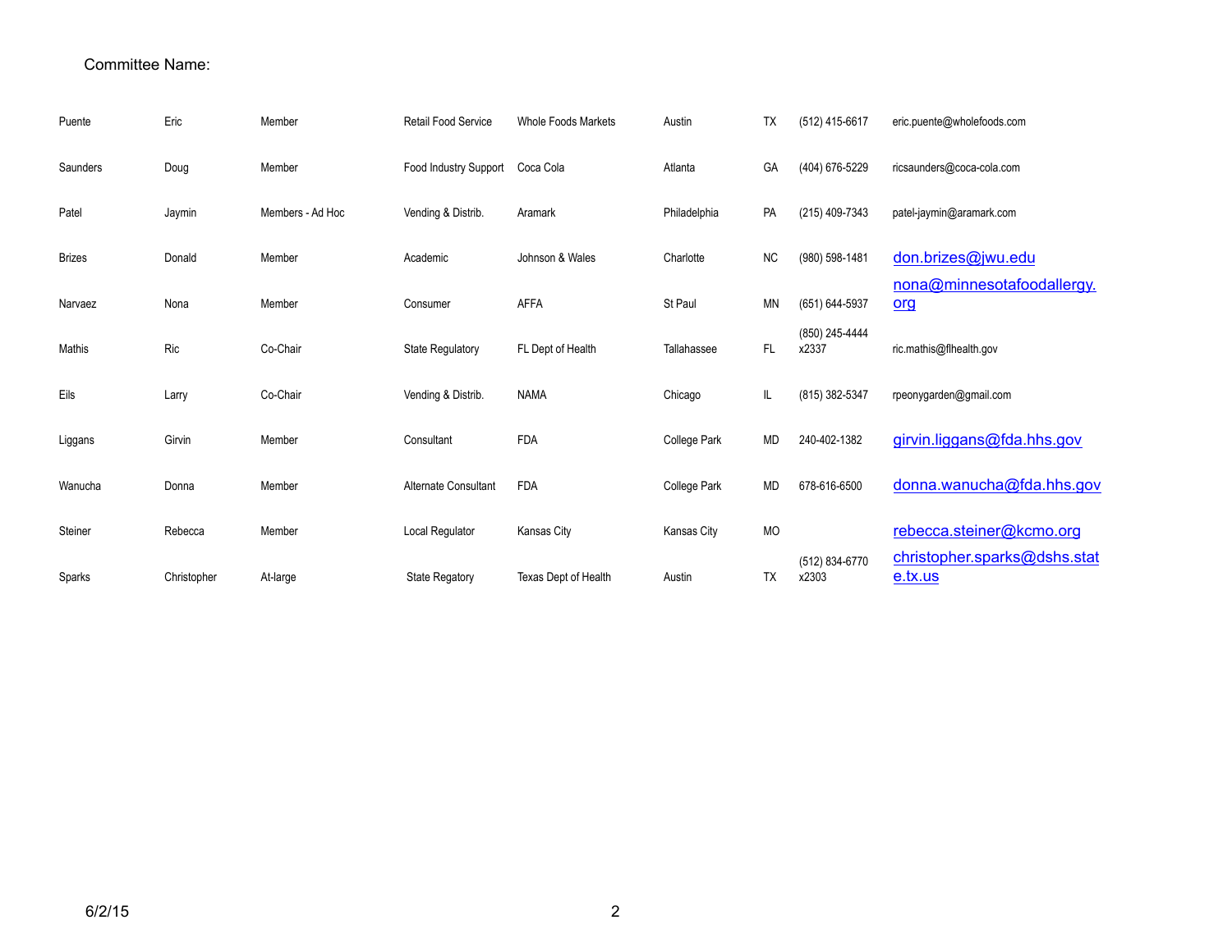Committee Name:

| | | | | | | | | |
|---|---|---|---|---|---|---|---|---|
| Puente | Eric | Member | Retail Food Service | Whole Foods Markets | Austin | TX | (512) 415-6617 | eric.puente@wholefoods.com |
| Saunders | Doug | Member | Food Industry Support | Coca Cola | Atlanta | GA | (404) 676-5229 | ricsaunders@coca-cola.com |
| Patel | Jaymin | Members - Ad Hoc | Vending & Distrib. | Aramark | Philadelphia | PA | (215) 409-7343 | patel-jaymin@aramark.com |
| Brizes | Donald | Member | Academic | Johnson & Wales | Charlotte | NC | (980) 598-1481 | don.brizes@jwu.edu |
| Narvaez | Nona | Member | Consumer | AFFA | St Paul | MN | (651) 644-5937 | nona@minnesotafoodallergy.org |
| Mathis | Ric | Co-Chair | State Regulatory | FL Dept of Health | Tallahassee | FL | (850) 245-4444 x2337 | ric.mathis@flhealth.gov |
| Eils | Larry | Co-Chair | Vending & Distrib. | NAMA | Chicago | IL | (815) 382-5347 | rpeonygarden@gmail.com |
| Liggans | Girvin | Member | Consultant | FDA | College Park | MD | 240-402-1382 | girvin.liggans@fda.hhs.gov |
| Wanucha | Donna | Member | Alternate Consultant | FDA | College Park | MD | 678-616-6500 | donna.wanucha@fda.hhs.gov |
| Steiner | Rebecca | Member | Local Regulator | Kansas City | Kansas City | MO | | rebecca.steiner@kcmo.org |
| Sparks | Christopher | At-large | State Regatory | Texas Dept of Health | Austin | TX | (512) 834-6770 x2303 | christopher.sparks@dshs.state.tx.us |

6/2/15